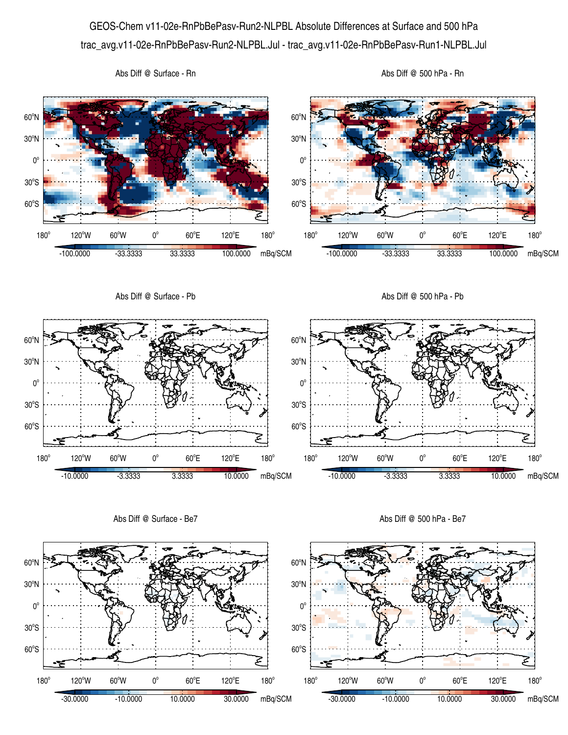# GEOS-Chem v11-02e-RnPbBePasv-Run2-NLPBL Absolute Differences at Surface and 500 hPa

trac_avg.v11-02e-RnPbBePasv-Run2-NLPBL.Jul - trac_avg.v11-02e-RnPbBePasv-Run1-NLPBL.Jul

Abs Diff @ Surface - Rn

Abs Diff @ 500 hPa - Rn

-100.0000 -33.3333 33.3333 100.0000 mBq/SCM

Abs Diff @ Surface - Pb

Abs Diff @ 500 hPa - Pb

-10.0000 -3.3333 3.3333 10.0000 mBq/SCM

Abs Diff @ Surface - Be7

Abs Diff @ 500 hPa - Be7

-30.0000 -10.0000 10.0000 30.0000 mBq/SCM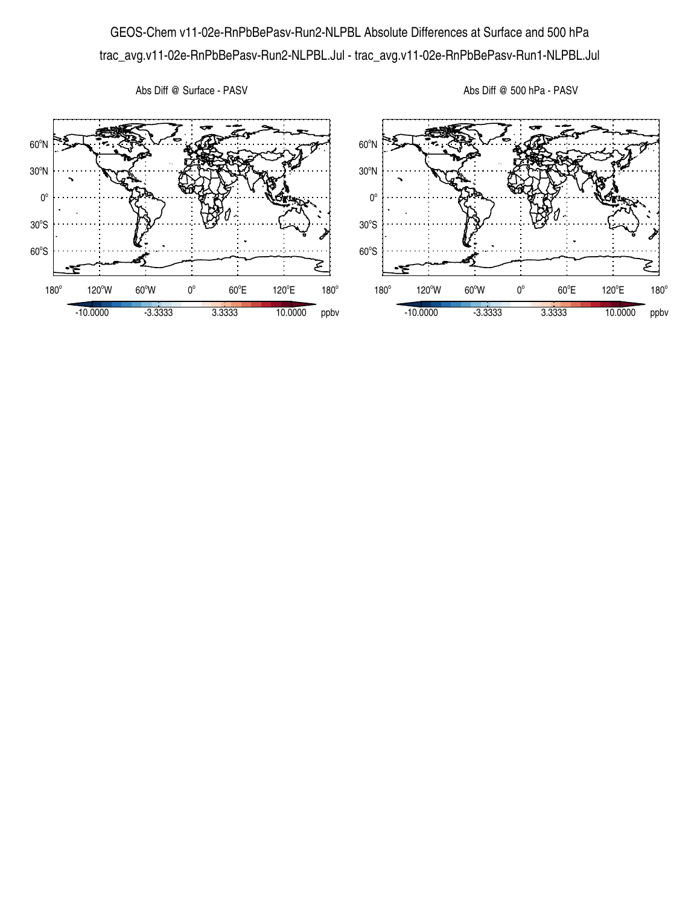GEOS-Chem v11-02e-RnPbBePasv-Run2-NLPBL Absolute Differences at Surface and 500 hPa

trac_avg.v11-02e-RnPbBePasv-Run2-NLPBL.Jul - trac_avg.v11-02e-RnPbBePasv-Run1-NLPBL.Jul

Abs Diff @ Surface - PASV

60°N
30°N
0°
30°S
60°S

180° 120°W 60°W 0° 60°E 120°E 180°

-10.0000 -3.3333 3.3333 10.0000 ppbv

Abs Diff @ 500 hPa - PASV

60°N
30°N
0°
30°S
60°S

180° 120°W 60°W 0° 60°E 120°E 180°

-10.0000 -3.3333 3.3333 10.0000 ppbv